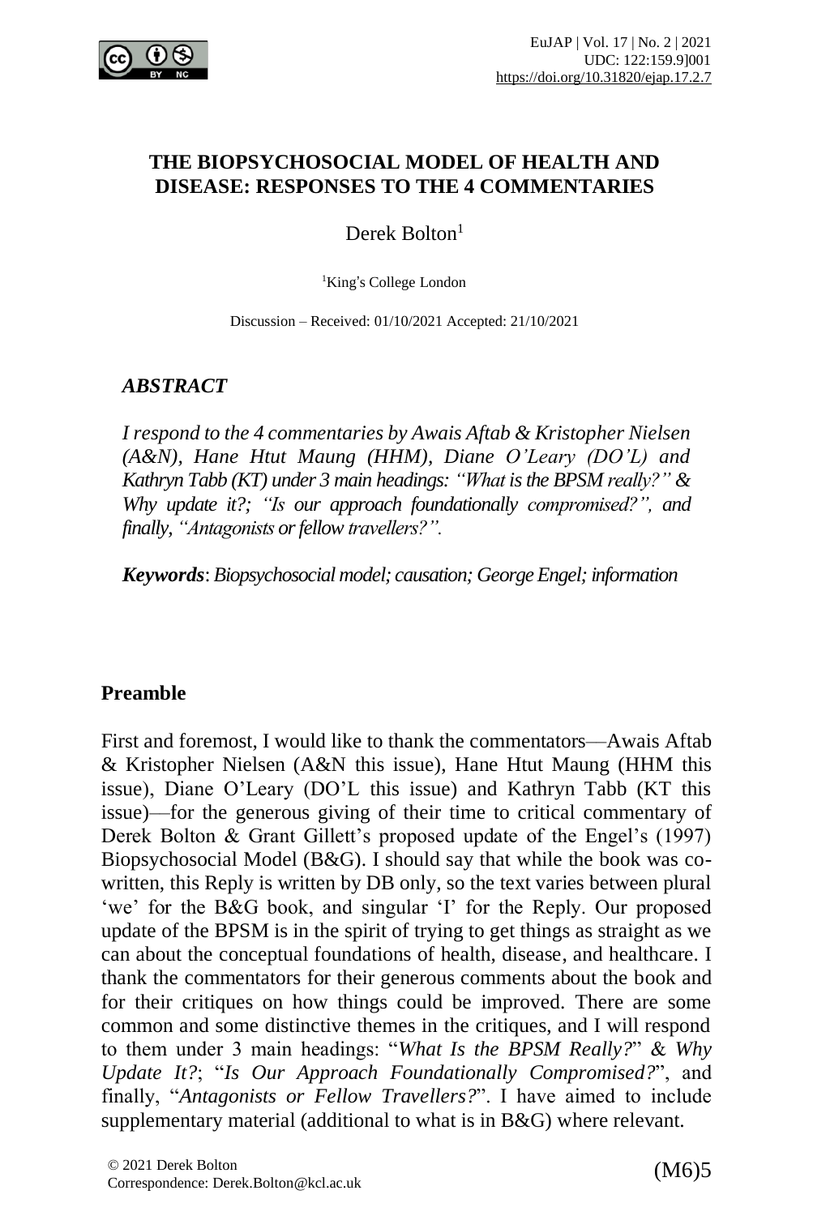# THE BIOPSYCHOSOCIAL MODEL OF HEALTH AND DISEASE: RESPONSES TO THE 4 COMMENTARIES

Derek Bolton[1]

[1]King's College London

Discussion – Received: 01/10/2021 Accepted: 21/10/2021

### *ABSTRACT*

*I respond to the 4 commentaries by Awais Aftab & Kristopher Nielsen (A&N), Hane Htut Maung (HHM), Diane O'Leary (DO'L) and Kathryn Tabb (KT) under 3 main headings: "What is the BPSM really?" & Why update it?; "Is our approach foundationally compromised?", and finally, "Antagonists or fellow travellers?".*

***Keywords***: *Biopsychosocial model; causation; George Engel; information*

## Preamble

First and foremost, I would like to thank the commentators—Awais Aftab & Kristopher Nielsen (A&N this issue), Hane Htut Maung (HHM this issue), Diane O'Leary (DO'L this issue) and Kathryn Tabb (KT this issue)—for the generous giving of their time to critical commentary of Derek Bolton & Grant Gillett's proposed update of the Engel's (1997) Biopsychosocial Model (B&G). I should say that while the book was co-written, this Reply is written by DB only, so the text varies between plural 'we' for the B&G book, and singular 'I' for the Reply. Our proposed update of the BPSM is in the spirit of trying to get things as straight as we can about the conceptual foundations of health, disease, and healthcare. I thank the commentators for their generous comments about the book and for their critiques on how things could be improved. There are some common and some distinctive themes in the critiques, and I will respond to them under 3 main headings: "*What Is the BPSM Really?*" & *Why Update It?*; "*Is Our Approach Foundationally Compromised?*", and finally, "*Antagonists or Fellow Travellers?*". I have aimed to include supplementary material (additional to what is in B&G) where relevant.

© 2021 Derek Bolton
Correspondence: Derek.Bolton@kcl.ac.uk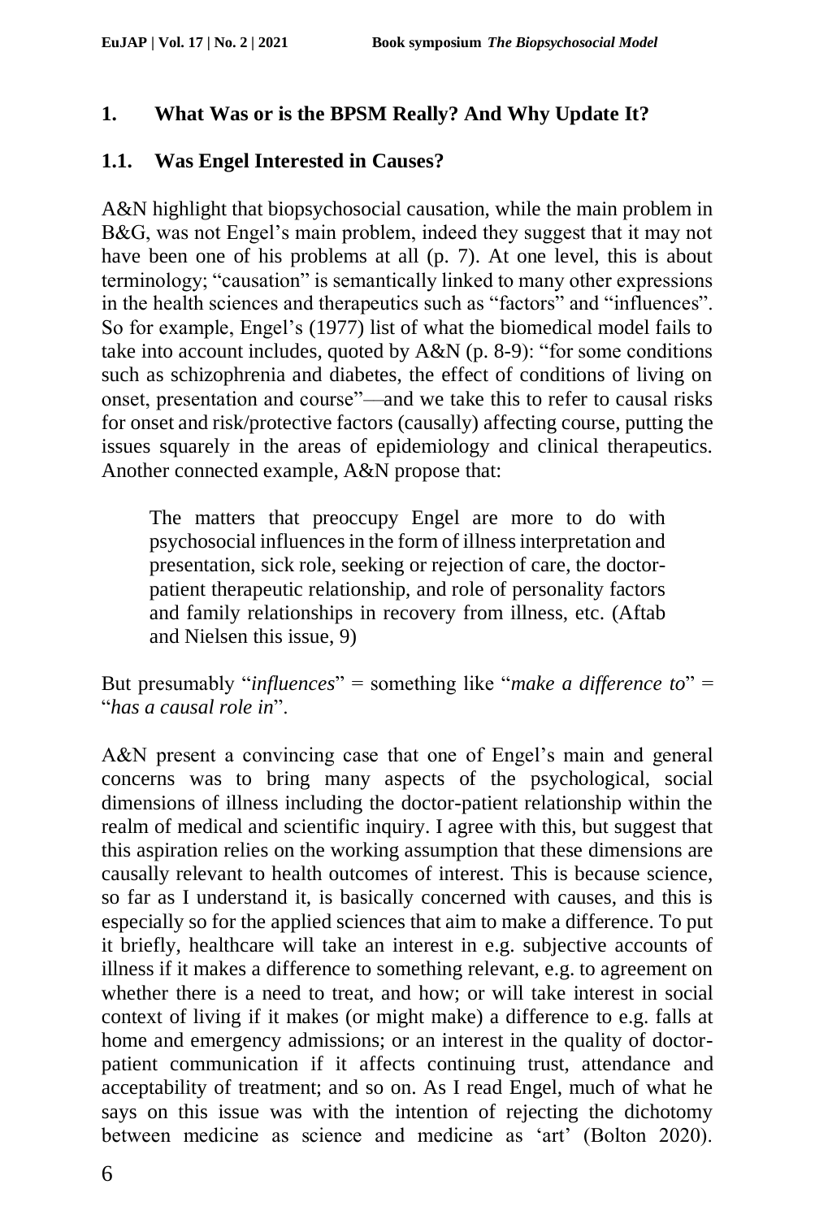## 1. What Was or is the BPSM Really? And Why Update It?

### 1.1. Was Engel Interested in Causes?

A&N highlight that biopsychosocial causation, while the main problem in B&G, was not Engel's main problem, indeed they suggest that it may not have been one of his problems at all (p. 7). At one level, this is about terminology; "causation" is semantically linked to many other expressions in the health sciences and therapeutics such as "factors" and "influences". So for example, Engel's (1977) list of what the biomedical model fails to take into account includes, quoted by A&N (p. 8-9): "for some conditions such as schizophrenia and diabetes, the effect of conditions of living on onset, presentation and course"—and we take this to refer to causal risks for onset and risk/protective factors (causally) affecting course, putting the issues squarely in the areas of epidemiology and clinical therapeutics. Another connected example, A&N propose that:

> The matters that preoccupy Engel are more to do with psychosocial influences in the form of illness interpretation and presentation, sick role, seeking or rejection of care, the doctor-patient therapeutic relationship, and role of personality factors and family relationships in recovery from illness, etc. (Aftab and Nielsen this issue, 9)

But presumably "*influences*" = something like "*make a difference to*" = "*has a causal role in*".

A&N present a convincing case that one of Engel's main and general concerns was to bring many aspects of the psychological, social dimensions of illness including the doctor-patient relationship within the realm of medical and scientific inquiry. I agree with this, but suggest that this aspiration relies on the working assumption that these dimensions are causally relevant to health outcomes of interest. This is because science, so far as I understand it, is basically concerned with causes, and this is especially so for the applied sciences that aim to make a difference. To put it briefly, healthcare will take an interest in e.g. subjective accounts of illness if it makes a difference to something relevant, e.g. to agreement on whether there is a need to treat, and how; or will take interest in social context of living if it makes (or might make) a difference to e.g. falls at home and emergency admissions; or an interest in the quality of doctor-patient communication if it affects continuing trust, attendance and acceptability of treatment; and so on. As I read Engel, much of what he says on this issue was with the intention of rejecting the dichotomy between medicine as science and medicine as 'art' (Bolton 2020).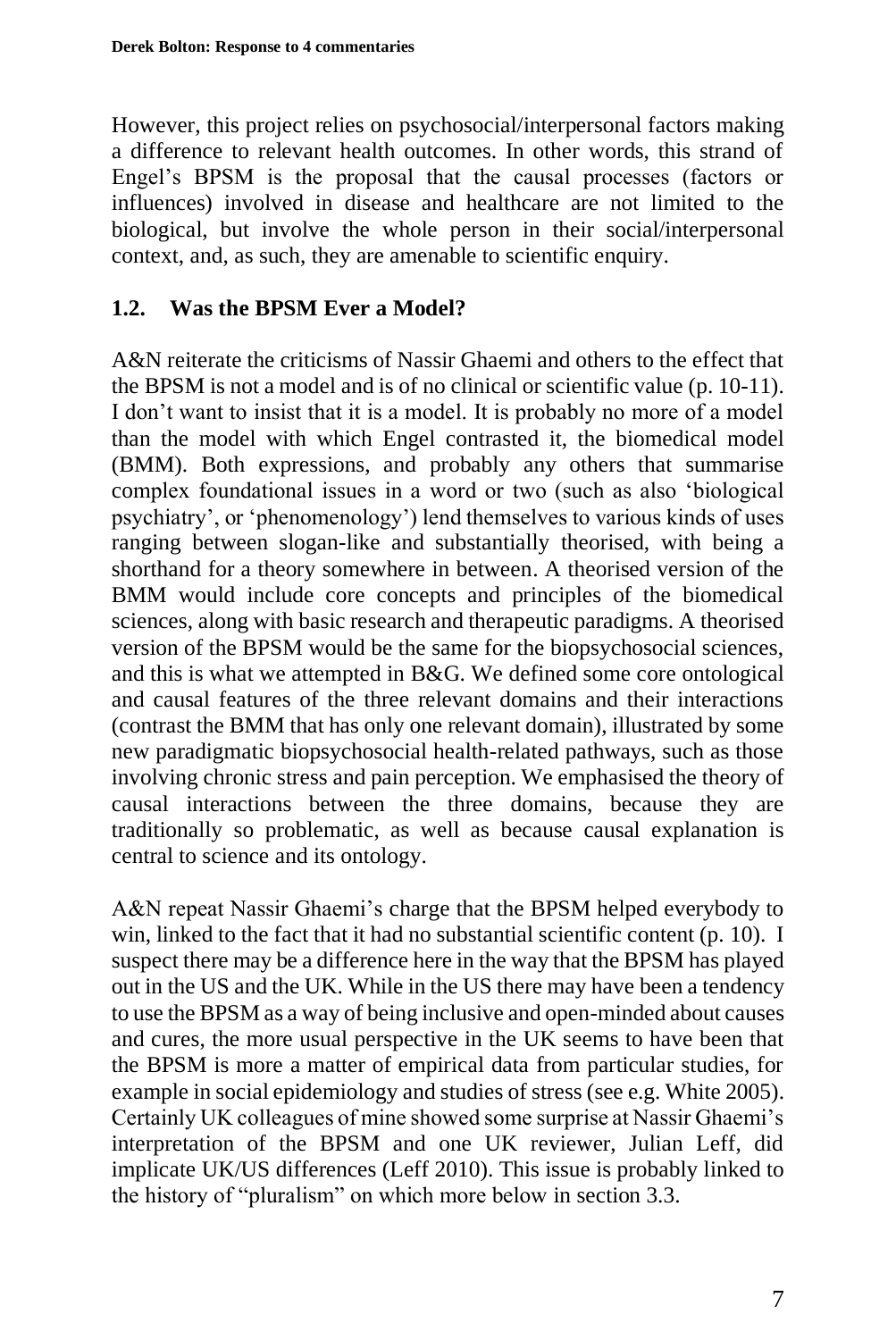However, this project relies on psychosocial/interpersonal factors making a difference to relevant health outcomes. In other words, this strand of Engel's BPSM is the proposal that the causal processes (factors or influences) involved in disease and healthcare are not limited to the biological, but involve the whole person in their social/interpersonal context, and, as such, they are amenable to scientific enquiry.

### 1.2. Was the BPSM Ever a Model?

A&N reiterate the criticisms of Nassir Ghaemi and others to the effect that the BPSM is not a model and is of no clinical or scientific value (p. 10-11). I don't want to insist that it is a model. It is probably no more of a model than the model with which Engel contrasted it, the biomedical model (BMM). Both expressions, and probably any others that summarise complex foundational issues in a word or two (such as also 'biological psychiatry', or 'phenomenology') lend themselves to various kinds of uses ranging between slogan-like and substantially theorised, with being a shorthand for a theory somewhere in between. A theorised version of the BMM would include core concepts and principles of the biomedical sciences, along with basic research and therapeutic paradigms. A theorised version of the BPSM would be the same for the biopsychosocial sciences, and this is what we attempted in B&G. We defined some core ontological and causal features of the three relevant domains and their interactions (contrast the BMM that has only one relevant domain), illustrated by some new paradigmatic biopsychosocial health-related pathways, such as those involving chronic stress and pain perception. We emphasised the theory of causal interactions between the three domains, because they are traditionally so problematic, as well as because causal explanation is central to science and its ontology.

A&N repeat Nassir Ghaemi's charge that the BPSM helped everybody to win, linked to the fact that it had no substantial scientific content (p. 10). I suspect there may be a difference here in the way that the BPSM has played out in the US and the UK. While in the US there may have been a tendency to use the BPSM as a way of being inclusive and open-minded about causes and cures, the more usual perspective in the UK seems to have been that the BPSM is more a matter of empirical data from particular studies, for example in social epidemiology and studies of stress (see e.g. White 2005). Certainly UK colleagues of mine showed some surprise at Nassir Ghaemi's interpretation of the BPSM and one UK reviewer, Julian Leff, did implicate UK/US differences (Leff 2010). This issue is probably linked to the history of "pluralism" on which more below in section 3.3.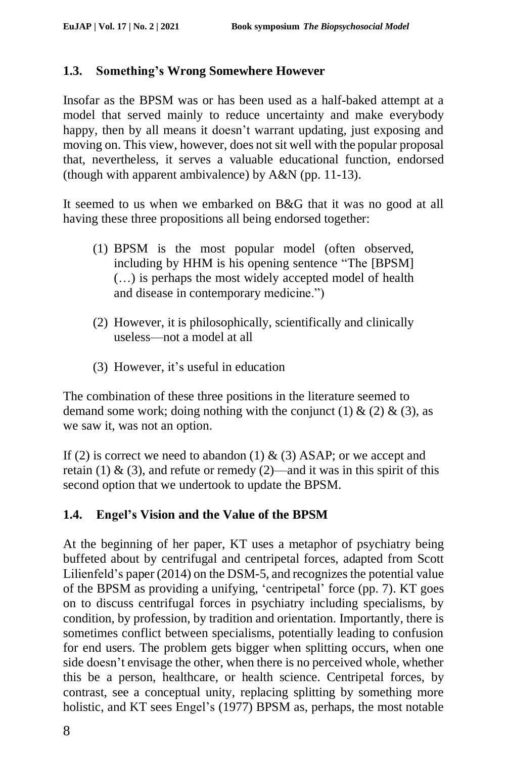### 1.3. Something's Wrong Somewhere However

Insofar as the BPSM was or has been used as a half-baked attempt at a model that served mainly to reduce uncertainty and make everybody happy, then by all means it doesn't warrant updating, just exposing and moving on. This view, however, does not sit well with the popular proposal that, nevertheless, it serves a valuable educational function, endorsed (though with apparent ambivalence) by A&N (pp. 11-13).

It seemed to us when we embarked on B&G that it was no good at all having these three propositions all being endorsed together:

(1) BPSM is the most popular model (often observed, including by HHM is his opening sentence "The [BPSM] (…) is perhaps the most widely accepted model of health and disease in contemporary medicine.")

(2) However, it is philosophically, scientifically and clinically useless—not a model at all

(3) However, it's useful in education

The combination of these three positions in the literature seemed to demand some work; doing nothing with the conjunct (1) & (2) & (3), as we saw it, was not an option.

If (2) is correct we need to abandon (1) & (3) ASAP; or we accept and retain (1) & (3), and refute or remedy (2)—and it was in this spirit of this second option that we undertook to update the BPSM.

### 1.4. Engel's Vision and the Value of the BPSM

At the beginning of her paper, KT uses a metaphor of psychiatry being buffeted about by centrifugal and centripetal forces, adapted from Scott Lilienfeld's paper (2014) on the DSM-5, and recognizes the potential value of the BPSM as providing a unifying, 'centripetal' force (pp. 7). KT goes on to discuss centrifugal forces in psychiatry including specialisms, by condition, by profession, by tradition and orientation. Importantly, there is sometimes conflict between specialisms, potentially leading to confusion for end users. The problem gets bigger when splitting occurs, when one side doesn't envisage the other, when there is no perceived whole, whether this be a person, healthcare, or health science. Centripetal forces, by contrast, see a conceptual unity, replacing splitting by something more holistic, and KT sees Engel's (1977) BPSM as, perhaps, the most notable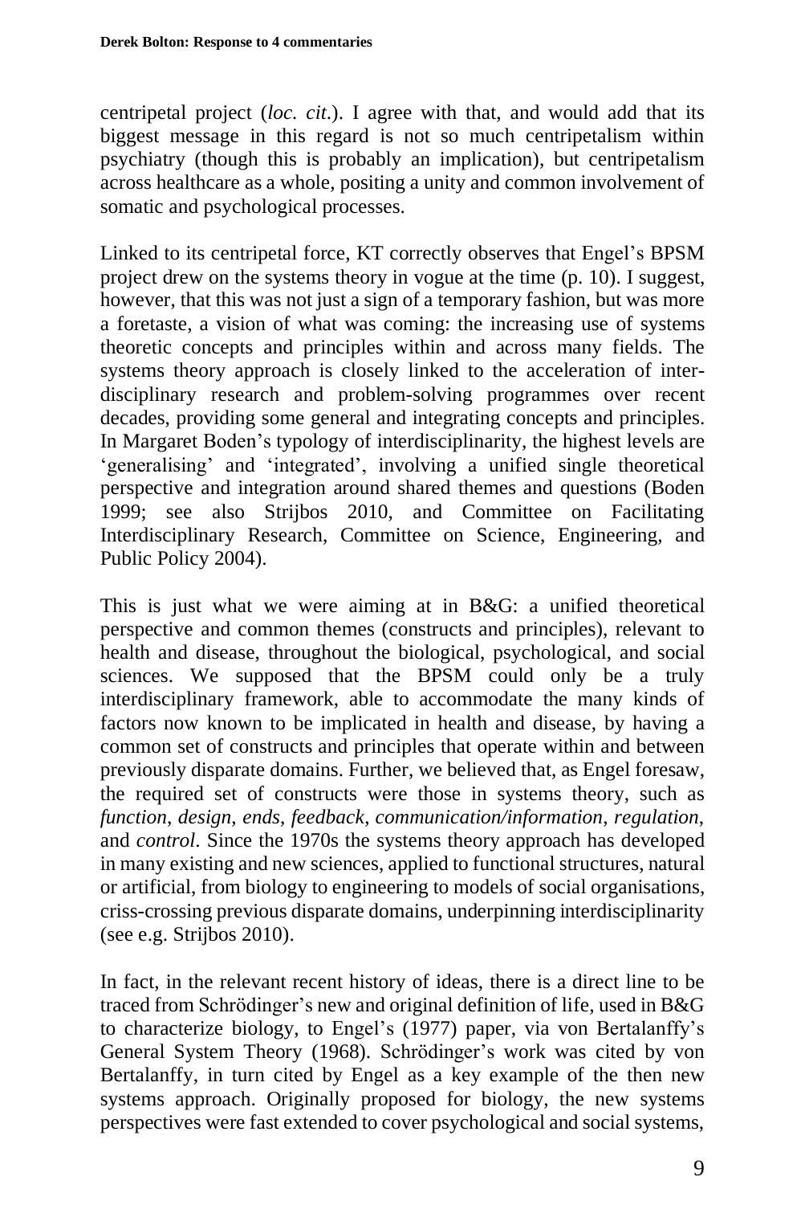centripetal project (*loc. cit.*). I agree with that, and would add that its biggest message in this regard is not so much centripetalism within psychiatry (though this is probably an implication), but centripetalism across healthcare as a whole, positing a unity and common involvement of somatic and psychological processes.

Linked to its centripetal force, KT correctly observes that Engel's BPSM project drew on the systems theory in vogue at the time (p. 10). I suggest, however, that this was not just a sign of a temporary fashion, but was more a foretaste, a vision of what was coming: the increasing use of systems theoretic concepts and principles within and across many fields. The systems theory approach is closely linked to the acceleration of inter-disciplinary research and problem-solving programmes over recent decades, providing some general and integrating concepts and principles. In Margaret Boden's typology of interdisciplinarity, the highest levels are 'generalising' and 'integrated', involving a unified single theoretical perspective and integration around shared themes and questions (Boden 1999; see also Strijbos 2010, and Committee on Facilitating Interdisciplinary Research, Committee on Science, Engineering, and Public Policy 2004).

This is just what we were aiming at in B&G: a unified theoretical perspective and common themes (constructs and principles), relevant to health and disease, throughout the biological, psychological, and social sciences. We supposed that the BPSM could only be a truly interdisciplinary framework, able to accommodate the many kinds of factors now known to be implicated in health and disease, by having a common set of constructs and principles that operate within and between previously disparate domains. Further, we believed that, as Engel foresaw, the required set of constructs were those in systems theory, such as *function*, *design*, *ends*, *feedback*, *communication/information*, *regulation*, and *control*. Since the 1970s the systems theory approach has developed in many existing and new sciences, applied to functional structures, natural or artificial, from biology to engineering to models of social organisations, criss-crossing previous disparate domains, underpinning interdisciplinarity (see e.g. Strijbos 2010).

In fact, in the relevant recent history of ideas, there is a direct line to be traced from Schrödinger's new and original definition of life, used in B&G to characterize biology, to Engel's (1977) paper, via von Bertalanffy's General System Theory (1968). Schrödinger's work was cited by von Bertalanffy, in turn cited by Engel as a key example of the then new systems approach. Originally proposed for biology, the new systems perspectives were fast extended to cover psychological and social systems,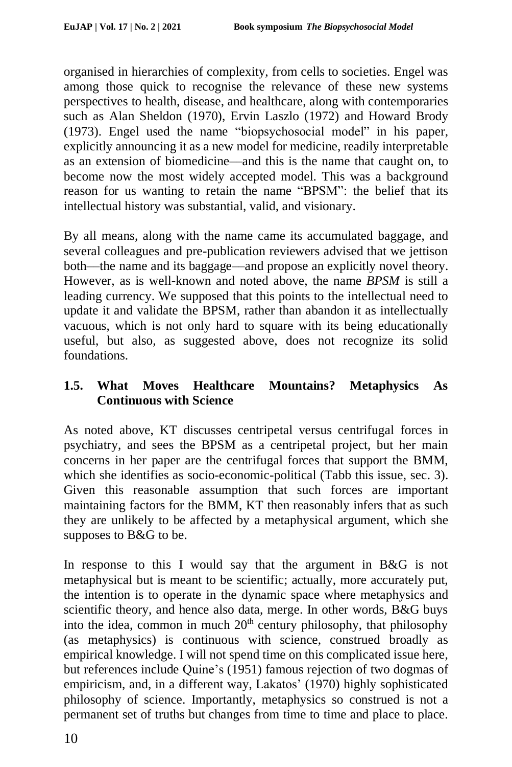organised in hierarchies of complexity, from cells to societies. Engel was among those quick to recognise the relevance of these new systems perspectives to health, disease, and healthcare, along with contemporaries such as Alan Sheldon (1970), Ervin Laszlo (1972) and Howard Brody (1973). Engel used the name "biopsychosocial model" in his paper, explicitly announcing it as a new model for medicine, readily interpretable as an extension of biomedicine—and this is the name that caught on, to become now the most widely accepted model. This was a background reason for us wanting to retain the name "BPSM": the belief that its intellectual history was substantial, valid, and visionary.

By all means, along with the name came its accumulated baggage, and several colleagues and pre-publication reviewers advised that we jettison both—the name and its baggage—and propose an explicitly novel theory. However, as is well-known and noted above, the name *BPSM* is still a leading currency. We supposed that this points to the intellectual need to update it and validate the BPSM, rather than abandon it as intellectually vacuous, which is not only hard to square with its being educationally useful, but also, as suggested above, does not recognize its solid foundations.

### 1.5. What Moves Healthcare Mountains? Metaphysics As Continuous with Science

As noted above, KT discusses centripetal versus centrifugal forces in psychiatry, and sees the BPSM as a centripetal project, but her main concerns in her paper are the centrifugal forces that support the BMM, which she identifies as socio-economic-political (Tabb this issue, sec. 3). Given this reasonable assumption that such forces are important maintaining factors for the BMM, KT then reasonably infers that as such they are unlikely to be affected by a metaphysical argument, which she supposes to B&G to be.

In response to this I would say that the argument in B&G is not metaphysical but is meant to be scientific; actually, more accurately put, the intention is to operate in the dynamic space where metaphysics and scientific theory, and hence also data, merge. In other words, B&G buys into the idea, common in much 20th century philosophy, that philosophy (as metaphysics) is continuous with science, construed broadly as empirical knowledge. I will not spend time on this complicated issue here, but references include Quine's (1951) famous rejection of two dogmas of empiricism, and, in a different way, Lakatos' (1970) highly sophisticated philosophy of science. Importantly, metaphysics so construed is not a permanent set of truths but changes from time to time and place to place.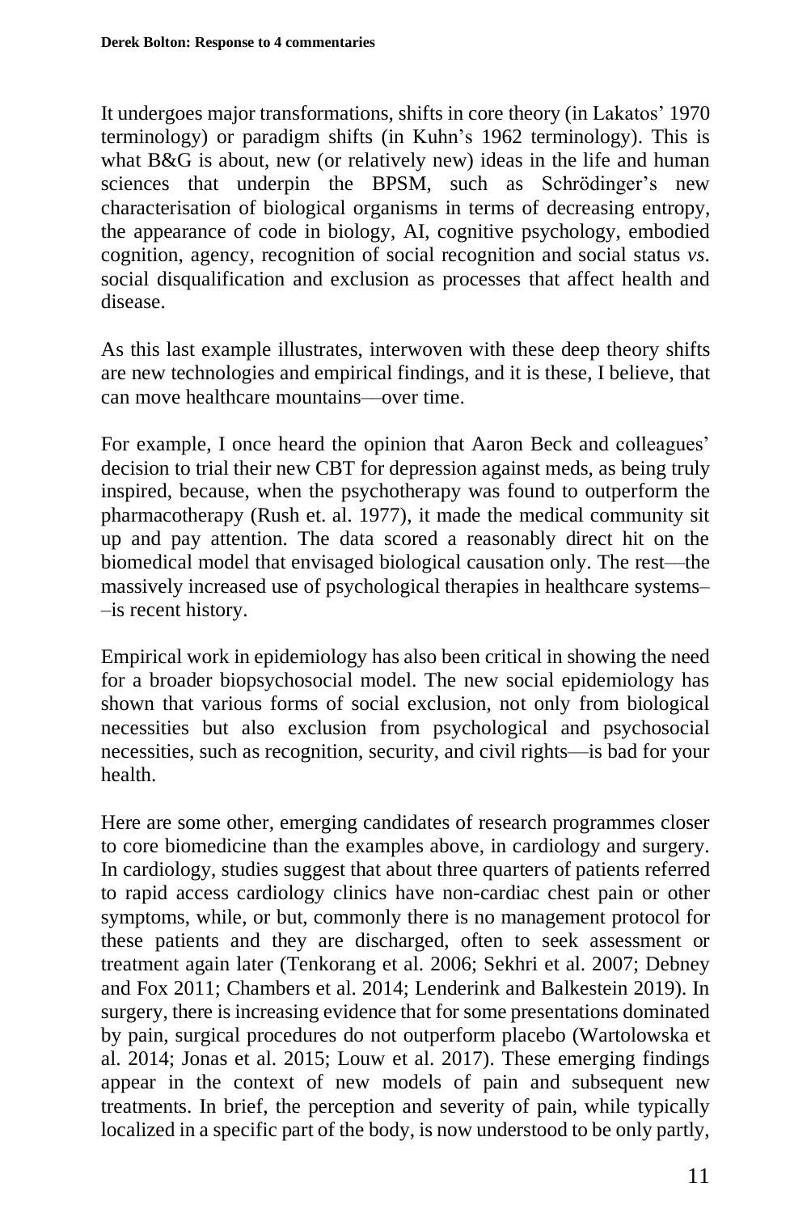It undergoes major transformations, shifts in core theory (in Lakatos' 1970 terminology) or paradigm shifts (in Kuhn's 1962 terminology). This is what B&G is about, new (or relatively new) ideas in the life and human sciences that underpin the BPSM, such as Schrödinger's new characterisation of biological organisms in terms of decreasing entropy, the appearance of code in biology, AI, cognitive psychology, embodied cognition, agency, recognition of social recognition and social status *vs*. social disqualification and exclusion as processes that affect health and disease.

As this last example illustrates, interwoven with these deep theory shifts are new technologies and empirical findings, and it is these, I believe, that can move healthcare mountains—over time.

For example, I once heard the opinion that Aaron Beck and colleagues' decision to trial their new CBT for depression against meds, as being truly inspired, because, when the psychotherapy was found to outperform the pharmacotherapy (Rush et. al. 1977), it made the medical community sit up and pay attention. The data scored a reasonably direct hit on the biomedical model that envisaged biological causation only. The rest—the massively increased use of psychological therapies in healthcare systems––is recent history.

Empirical work in epidemiology has also been critical in showing the need for a broader biopsychosocial model. The new social epidemiology has shown that various forms of social exclusion, not only from biological necessities but also exclusion from psychological and psychosocial necessities, such as recognition, security, and civil rights—is bad for your health.

Here are some other, emerging candidates of research programmes closer to core biomedicine than the examples above, in cardiology and surgery. In cardiology, studies suggest that about three quarters of patients referred to rapid access cardiology clinics have non-cardiac chest pain or other symptoms, while, or but, commonly there is no management protocol for these patients and they are discharged, often to seek assessment or treatment again later (Tenkorang et al. 2006; Sekhri et al. 2007; Debney and Fox 2011; Chambers et al. 2014; Lenderink and Balkestein 2019). In surgery, there is increasing evidence that for some presentations dominated by pain, surgical procedures do not outperform placebo (Wartolowska et al. 2014; Jonas et al. 2015; Louw et al. 2017). These emerging findings appear in the context of new models of pain and subsequent new treatments. In brief, the perception and severity of pain, while typically localized in a specific part of the body, is now understood to be only partly,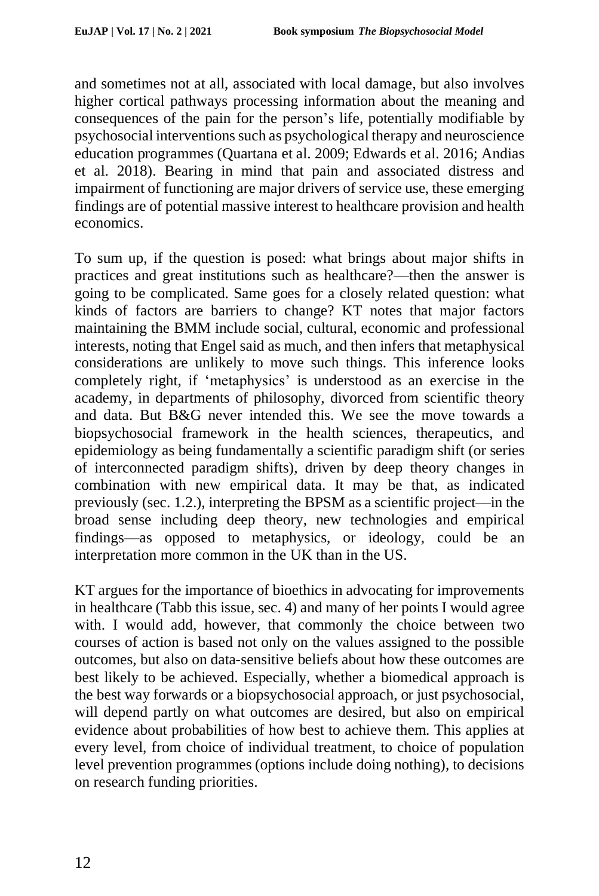and sometimes not at all, associated with local damage, but also involves higher cortical pathways processing information about the meaning and consequences of the pain for the person's life, potentially modifiable by psychosocial interventions such as psychological therapy and neuroscience education programmes (Quartana et al. 2009; Edwards et al. 2016; Andias et al. 2018). Bearing in mind that pain and associated distress and impairment of functioning are major drivers of service use, these emerging findings are of potential massive interest to healthcare provision and health economics.

To sum up, if the question is posed: what brings about major shifts in practices and great institutions such as healthcare?—then the answer is going to be complicated. Same goes for a closely related question: what kinds of factors are barriers to change? KT notes that major factors maintaining the BMM include social, cultural, economic and professional interests, noting that Engel said as much, and then infers that metaphysical considerations are unlikely to move such things. This inference looks completely right, if 'metaphysics' is understood as an exercise in the academy, in departments of philosophy, divorced from scientific theory and data. But B&G never intended this. We see the move towards a biopsychosocial framework in the health sciences, therapeutics, and epidemiology as being fundamentally a scientific paradigm shift (or series of interconnected paradigm shifts), driven by deep theory changes in combination with new empirical data. It may be that, as indicated previously (sec. 1.2.), interpreting the BPSM as a scientific project—in the broad sense including deep theory, new technologies and empirical findings—as opposed to metaphysics, or ideology, could be an interpretation more common in the UK than in the US.

KT argues for the importance of bioethics in advocating for improvements in healthcare (Tabb this issue, sec. 4) and many of her points I would agree with. I would add, however, that commonly the choice between two courses of action is based not only on the values assigned to the possible outcomes, but also on data-sensitive beliefs about how these outcomes are best likely to be achieved. Especially, whether a biomedical approach is the best way forwards or a biopsychosocial approach, or just psychosocial, will depend partly on what outcomes are desired, but also on empirical evidence about probabilities of how best to achieve them. This applies at every level, from choice of individual treatment, to choice of population level prevention programmes (options include doing nothing), to decisions on research funding priorities.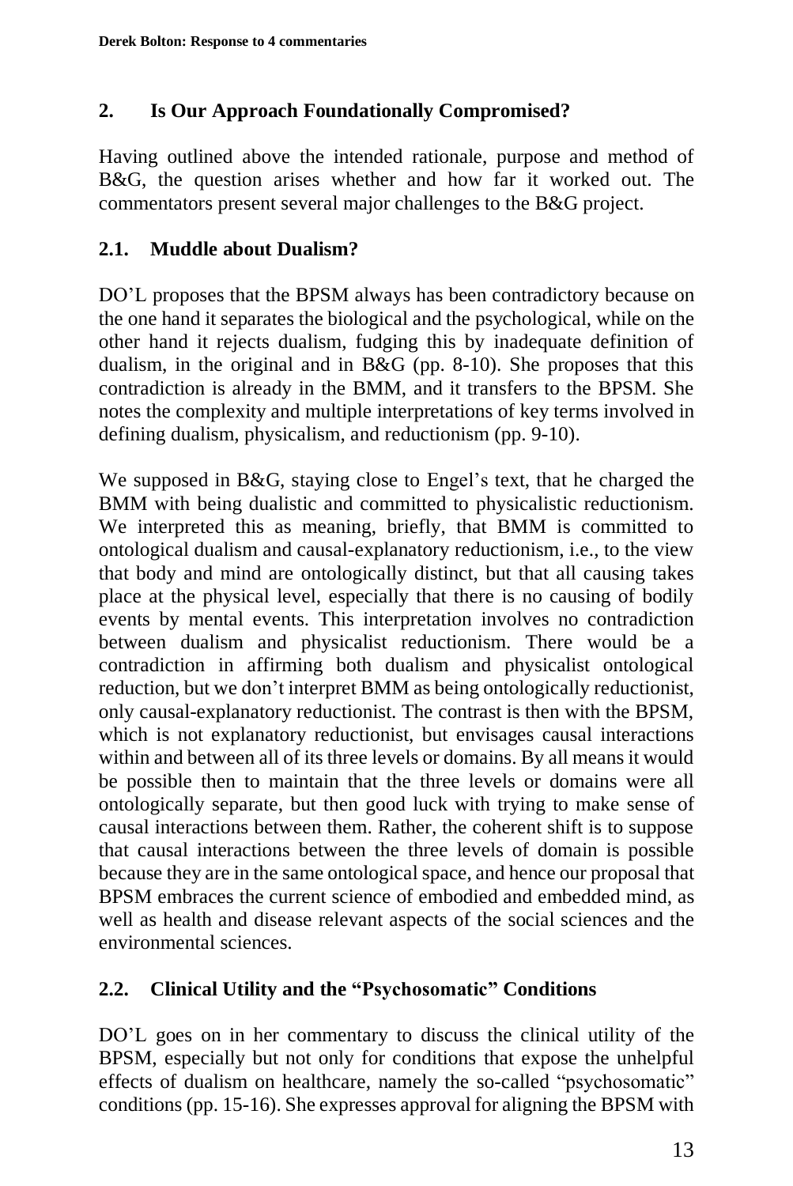## 2. Is Our Approach Foundationally Compromised?

Having outlined above the intended rationale, purpose and method of B&G, the question arises whether and how far it worked out. The commentators present several major challenges to the B&G project.

### 2.1. Muddle about Dualism?

DO'L proposes that the BPSM always has been contradictory because on the one hand it separates the biological and the psychological, while on the other hand it rejects dualism, fudging this by inadequate definition of dualism, in the original and in B&G (pp. 8-10). She proposes that this contradiction is already in the BMM, and it transfers to the BPSM. She notes the complexity and multiple interpretations of key terms involved in defining dualism, physicalism, and reductionism (pp. 9-10).

We supposed in B&G, staying close to Engel's text, that he charged the BMM with being dualistic and committed to physicalistic reductionism. We interpreted this as meaning, briefly, that BMM is committed to ontological dualism and causal-explanatory reductionism, i.e., to the view that body and mind are ontologically distinct, but that all causing takes place at the physical level, especially that there is no causing of bodily events by mental events. This interpretation involves no contradiction between dualism and physicalist reductionism. There would be a contradiction in affirming both dualism and physicalist ontological reduction, but we don't interpret BMM as being ontologically reductionist, only causal-explanatory reductionist. The contrast is then with the BPSM, which is not explanatory reductionist, but envisages causal interactions within and between all of its three levels or domains. By all means it would be possible then to maintain that the three levels or domains were all ontologically separate, but then good luck with trying to make sense of causal interactions between them. Rather, the coherent shift is to suppose that causal interactions between the three levels of domain is possible because they are in the same ontological space, and hence our proposal that BPSM embraces the current science of embodied and embedded mind, as well as health and disease relevant aspects of the social sciences and the environmental sciences.

### 2.2. Clinical Utility and the "Psychosomatic" Conditions

DO'L goes on in her commentary to discuss the clinical utility of the BPSM, especially but not only for conditions that expose the unhelpful effects of dualism on healthcare, namely the so-called "psychosomatic" conditions (pp. 15-16). She expresses approval for aligning the BPSM with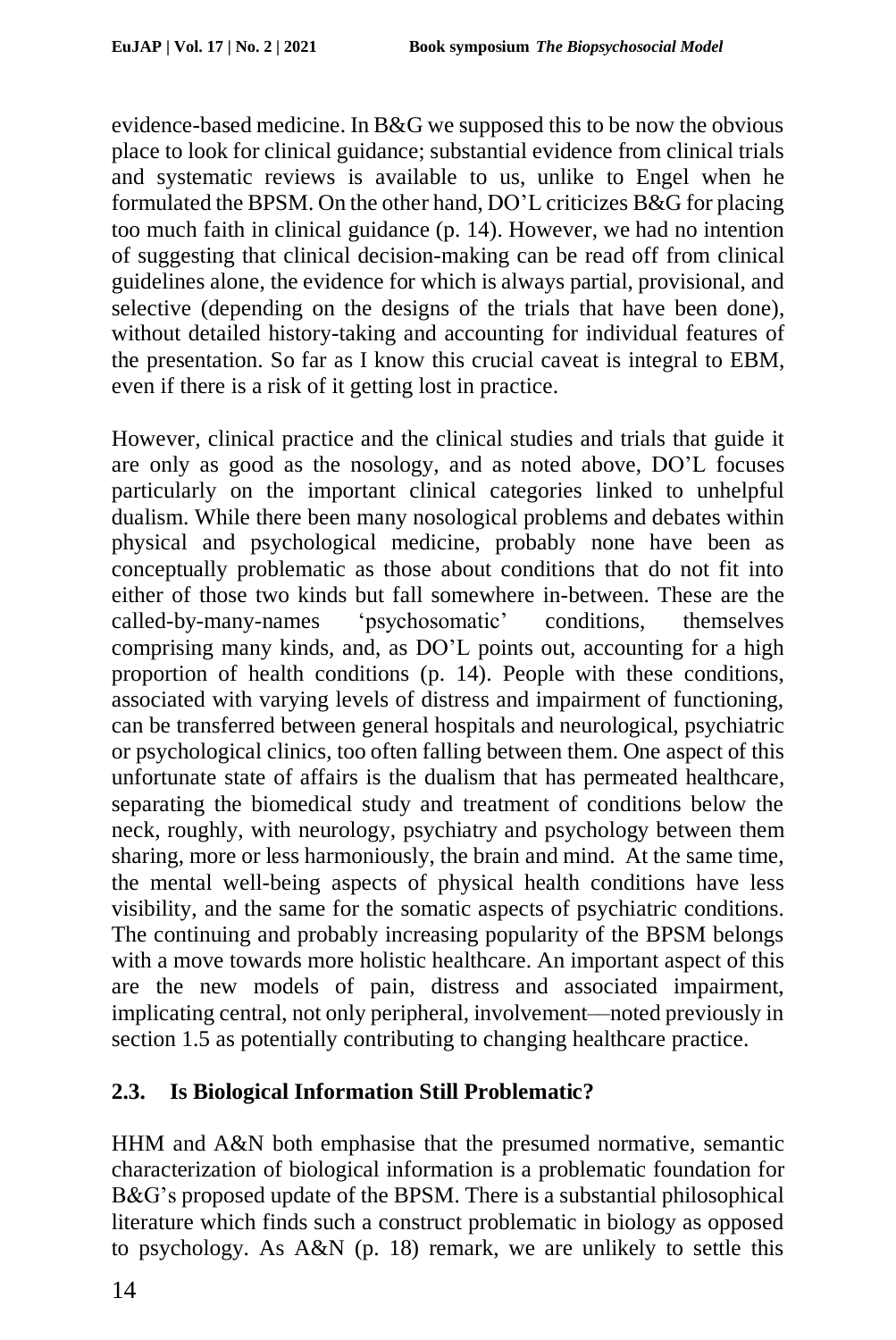evidence-based medicine. In B&G we supposed this to be now the obvious place to look for clinical guidance; substantial evidence from clinical trials and systematic reviews is available to us, unlike to Engel when he formulated the BPSM. On the other hand, DO'L criticizes B&G for placing too much faith in clinical guidance (p. 14). However, we had no intention of suggesting that clinical decision-making can be read off from clinical guidelines alone, the evidence for which is always partial, provisional, and selective (depending on the designs of the trials that have been done), without detailed history-taking and accounting for individual features of the presentation. So far as I know this crucial caveat is integral to EBM, even if there is a risk of it getting lost in practice.

However, clinical practice and the clinical studies and trials that guide it are only as good as the nosology, and as noted above, DO'L focuses particularly on the important clinical categories linked to unhelpful dualism. While there been many nosological problems and debates within physical and psychological medicine, probably none have been as conceptually problematic as those about conditions that do not fit into either of those two kinds but fall somewhere in-between. These are the called-by-many-names 'psychosomatic' conditions, themselves comprising many kinds, and, as DO'L points out, accounting for a high proportion of health conditions (p. 14). People with these conditions, associated with varying levels of distress and impairment of functioning, can be transferred between general hospitals and neurological, psychiatric or psychological clinics, too often falling between them. One aspect of this unfortunate state of affairs is the dualism that has permeated healthcare, separating the biomedical study and treatment of conditions below the neck, roughly, with neurology, psychiatry and psychology between them sharing, more or less harmoniously, the brain and mind. At the same time, the mental well-being aspects of physical health conditions have less visibility, and the same for the somatic aspects of psychiatric conditions. The continuing and probably increasing popularity of the BPSM belongs with a move towards more holistic healthcare. An important aspect of this are the new models of pain, distress and associated impairment, implicating central, not only peripheral, involvement—noted previously in section 1.5 as potentially contributing to changing healthcare practice.

### 2.3. Is Biological Information Still Problematic?

HHM and A&N both emphasise that the presumed normative, semantic characterization of biological information is a problematic foundation for B&G's proposed update of the BPSM. There is a substantial philosophical literature which finds such a construct problematic in biology as opposed to psychology. As A&N (p. 18) remark, we are unlikely to settle this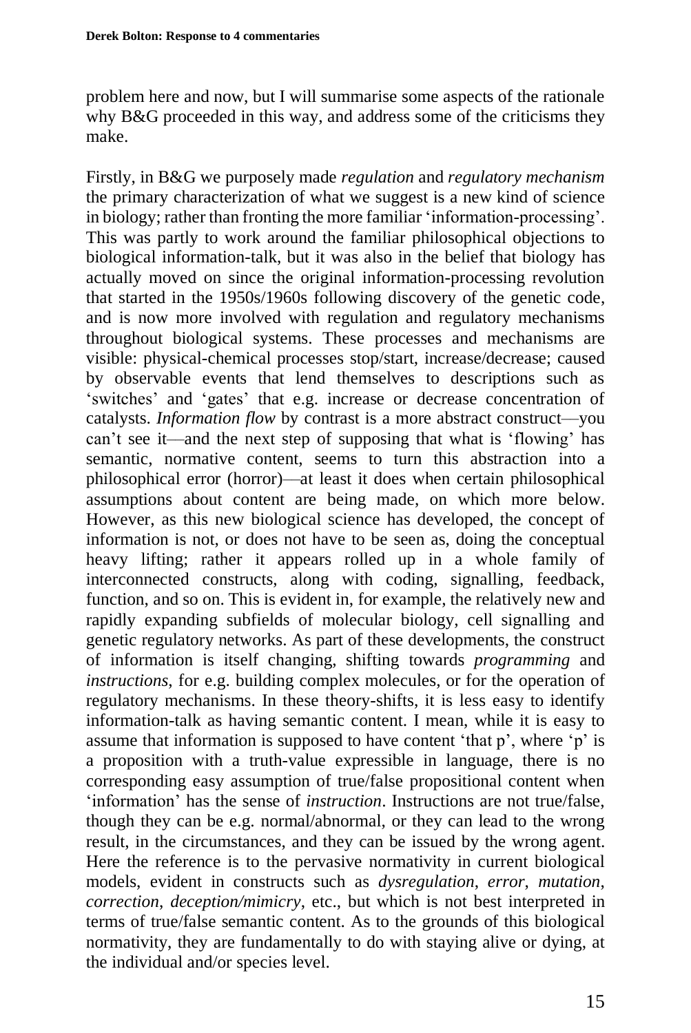problem here and now, but I will summarise some aspects of the rationale why B&G proceeded in this way, and address some of the criticisms they make.

Firstly, in B&G we purposely made *regulation* and *regulatory mechanism* the primary characterization of what we suggest is a new kind of science in biology; rather than fronting the more familiar 'information-processing'. This was partly to work around the familiar philosophical objections to biological information-talk, but it was also in the belief that biology has actually moved on since the original information-processing revolution that started in the 1950s/1960s following discovery of the genetic code, and is now more involved with regulation and regulatory mechanisms throughout biological systems. These processes and mechanisms are visible: physical-chemical processes stop/start, increase/decrease; caused by observable events that lend themselves to descriptions such as 'switches' and 'gates' that e.g. increase or decrease concentration of catalysts. *Information flow* by contrast is a more abstract construct—you can't see it—and the next step of supposing that what is 'flowing' has semantic, normative content, seems to turn this abstraction into a philosophical error (horror)—at least it does when certain philosophical assumptions about content are being made, on which more below. However, as this new biological science has developed, the concept of information is not, or does not have to be seen as, doing the conceptual heavy lifting; rather it appears rolled up in a whole family of interconnected constructs, along with coding, signalling, feedback, function, and so on. This is evident in, for example, the relatively new and rapidly expanding subfields of molecular biology, cell signalling and genetic regulatory networks. As part of these developments, the construct of information is itself changing, shifting towards *programming* and *instructions*, for e.g. building complex molecules, or for the operation of regulatory mechanisms. In these theory-shifts, it is less easy to identify information-talk as having semantic content. I mean, while it is easy to assume that information is supposed to have content 'that p', where 'p' is a proposition with a truth-value expressible in language, there is no corresponding easy assumption of true/false propositional content when 'information' has the sense of *instruction*. Instructions are not true/false, though they can be e.g. normal/abnormal, or they can lead to the wrong result, in the circumstances, and they can be issued by the wrong agent. Here the reference is to the pervasive normativity in current biological models, evident in constructs such as *dysregulation*, *error*, *mutation*, *correction*, *deception/mimicry*, etc., but which is not best interpreted in terms of true/false semantic content. As to the grounds of this biological normativity, they are fundamentally to do with staying alive or dying, at the individual and/or species level.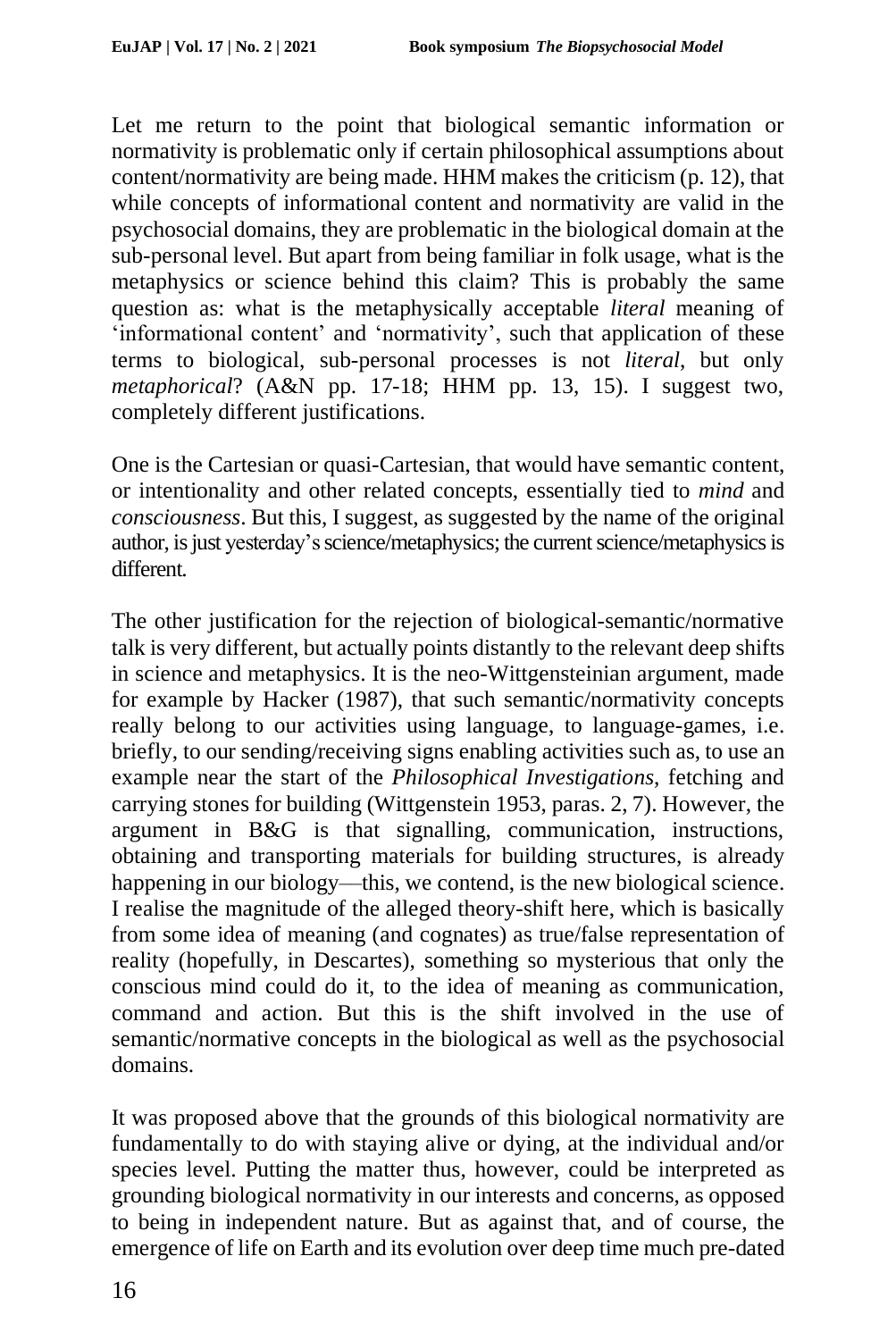Let me return to the point that biological semantic information or normativity is problematic only if certain philosophical assumptions about content/normativity are being made. HHM makes the criticism (p. 12), that while concepts of informational content and normativity are valid in the psychosocial domains, they are problematic in the biological domain at the sub-personal level. But apart from being familiar in folk usage, what is the metaphysics or science behind this claim? This is probably the same question as: what is the metaphysically acceptable *literal* meaning of 'informational content' and 'normativity', such that application of these terms to biological, sub-personal processes is not *literal*, but only *metaphorical*? (A&N pp. 17-18; HHM pp. 13, 15). I suggest two, completely different justifications.

One is the Cartesian or quasi-Cartesian, that would have semantic content, or intentionality and other related concepts, essentially tied to *mind* and *consciousness*. But this, I suggest, as suggested by the name of the original author, is just yesterday's science/metaphysics; the current science/metaphysics is different.

The other justification for the rejection of biological-semantic/normative talk is very different, but actually points distantly to the relevant deep shifts in science and metaphysics. It is the neo-Wittgensteinian argument, made for example by Hacker (1987), that such semantic/normativity concepts really belong to our activities using language, to language-games, i.e. briefly, to our sending/receiving signs enabling activities such as, to use an example near the start of the *Philosophical Investigations*, fetching and carrying stones for building (Wittgenstein 1953, paras. 2, 7). However, the argument in B&G is that signalling, communication, instructions, obtaining and transporting materials for building structures, is already happening in our biology—this, we contend, is the new biological science. I realise the magnitude of the alleged theory-shift here, which is basically from some idea of meaning (and cognates) as true/false representation of reality (hopefully, in Descartes), something so mysterious that only the conscious mind could do it, to the idea of meaning as communication, command and action. But this is the shift involved in the use of semantic/normative concepts in the biological as well as the psychosocial domains.

It was proposed above that the grounds of this biological normativity are fundamentally to do with staying alive or dying, at the individual and/or species level. Putting the matter thus, however, could be interpreted as grounding biological normativity in our interests and concerns, as opposed to being in independent nature. But as against that, and of course, the emergence of life on Earth and its evolution over deep time much pre-dated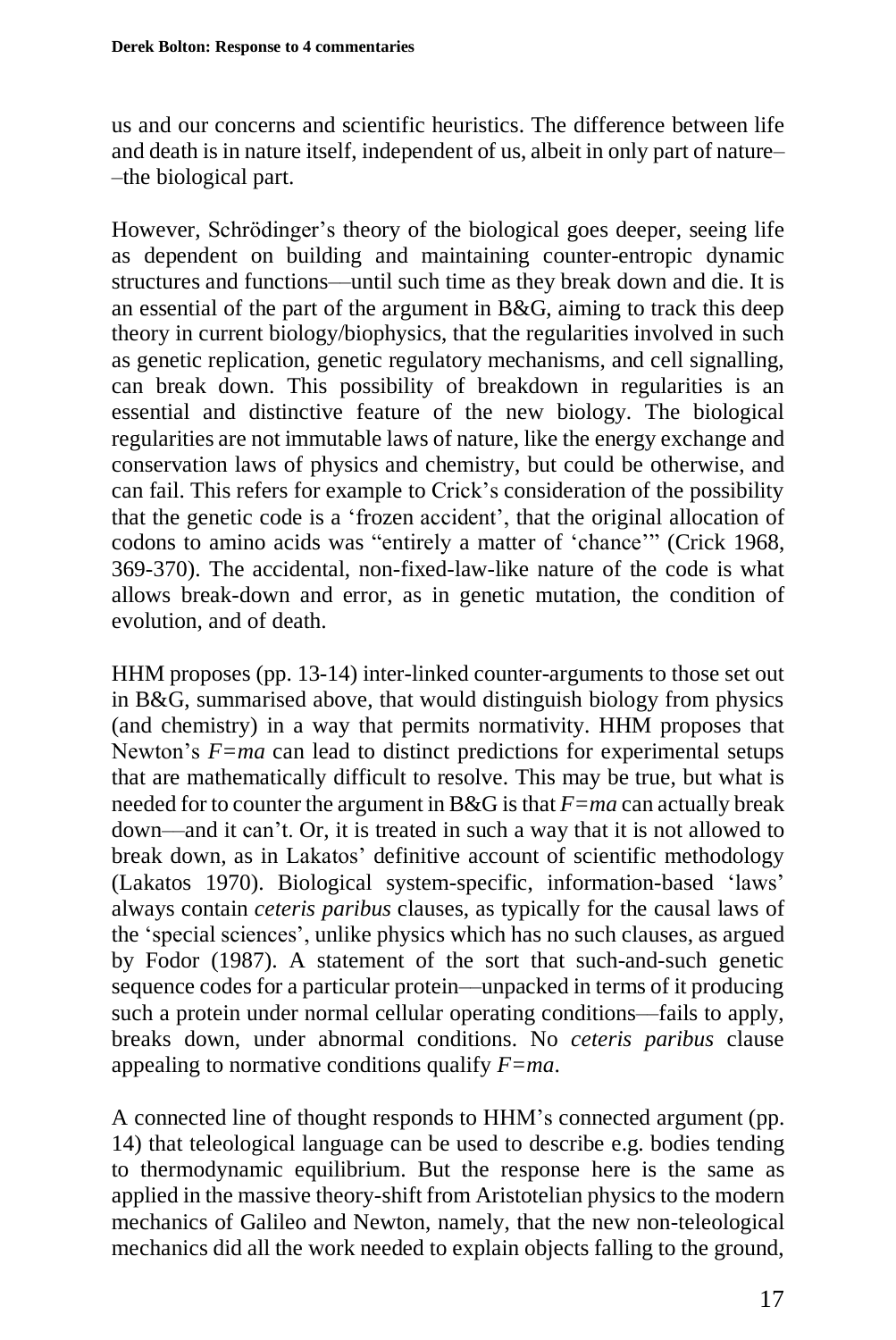us and our concerns and scientific heuristics. The difference between life and death is in nature itself, independent of us, albeit in only part of nature––the biological part.

However, Schrödinger's theory of the biological goes deeper, seeing life as dependent on building and maintaining counter-entropic dynamic structures and functions—until such time as they break down and die. It is an essential of the part of the argument in B&G, aiming to track this deep theory in current biology/biophysics, that the regularities involved in such as genetic replication, genetic regulatory mechanisms, and cell signalling, can break down. This possibility of breakdown in regularities is an essential and distinctive feature of the new biology. The biological regularities are not immutable laws of nature, like the energy exchange and conservation laws of physics and chemistry, but could be otherwise, and can fail. This refers for example to Crick's consideration of the possibility that the genetic code is a 'frozen accident', that the original allocation of codons to amino acids was "entirely a matter of 'chance'" (Crick 1968, 369-370). The accidental, non-fixed-law-like nature of the code is what allows break-down and error, as in genetic mutation, the condition of evolution, and of death.

HHM proposes (pp. 13-14) inter-linked counter-arguments to those set out in B&G, summarised above, that would distinguish biology from physics (and chemistry) in a way that permits normativity. HHM proposes that Newton's $F=ma$ can lead to distinct predictions for experimental setups that are mathematically difficult to resolve. This may be true, but what is needed for to counter the argument in B&G is that $F=ma$ can actually break down—and it can't. Or, it is treated in such a way that it is not allowed to break down, as in Lakatos' definitive account of scientific methodology (Lakatos 1970). Biological system-specific, information-based 'laws' always contain *ceteris paribus* clauses, as typically for the causal laws of the 'special sciences', unlike physics which has no such clauses, as argued by Fodor (1987). A statement of the sort that such-and-such genetic sequence codes for a particular protein—unpacked in terms of it producing such a protein under normal cellular operating conditions—fails to apply, breaks down, under abnormal conditions. No *ceteris paribus* clause appealing to normative conditions qualify $F=ma$.

A connected line of thought responds to HHM's connected argument (pp. 14) that teleological language can be used to describe e.g. bodies tending to thermodynamic equilibrium. But the response here is the same as applied in the massive theory-shift from Aristotelian physics to the modern mechanics of Galileo and Newton, namely, that the new non-teleological mechanics did all the work needed to explain objects falling to the ground,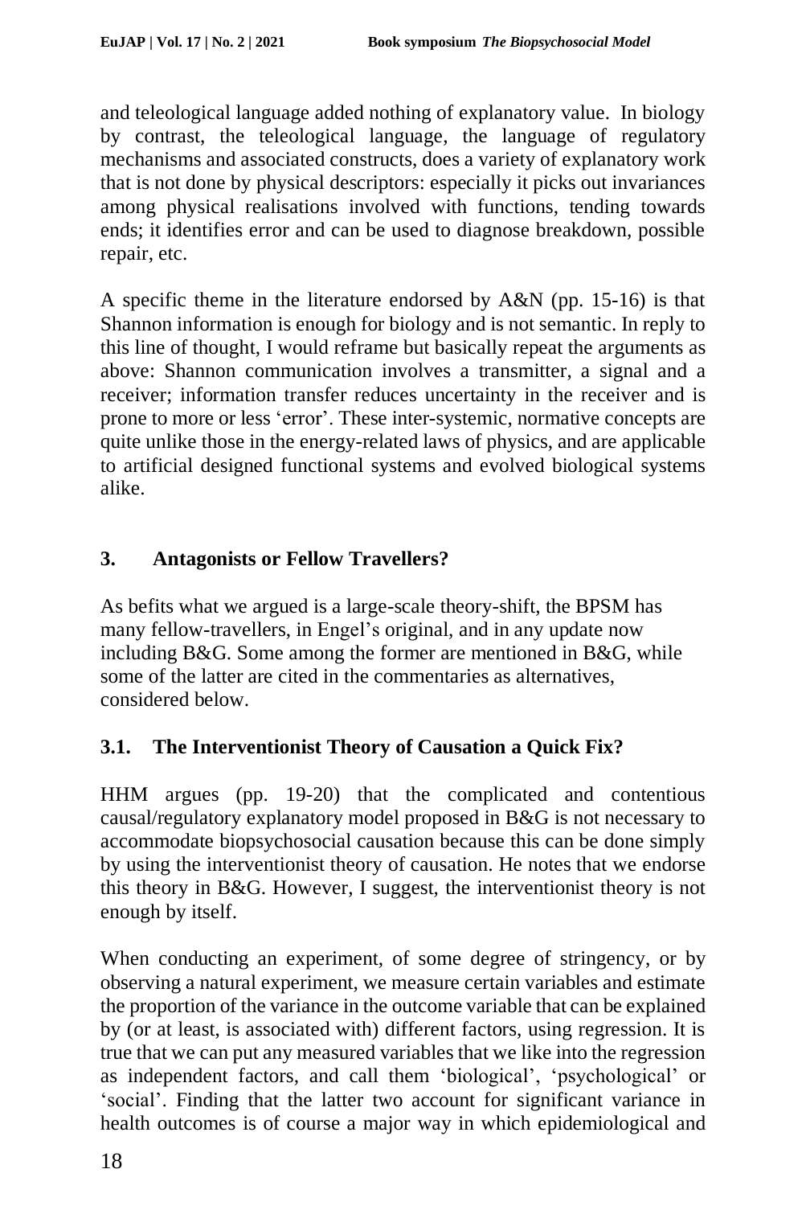and teleological language added nothing of explanatory value. In biology by contrast, the teleological language, the language of regulatory mechanisms and associated constructs, does a variety of explanatory work that is not done by physical descriptors: especially it picks out invariances among physical realisations involved with functions, tending towards ends; it identifies error and can be used to diagnose breakdown, possible repair, etc.

A specific theme in the literature endorsed by A&N (pp. 15-16) is that Shannon information is enough for biology and is not semantic. In reply to this line of thought, I would reframe but basically repeat the arguments as above: Shannon communication involves a transmitter, a signal and a receiver; information transfer reduces uncertainty in the receiver and is prone to more or less 'error'. These inter-systemic, normative concepts are quite unlike those in the energy-related laws of physics, and are applicable to artificial designed functional systems and evolved biological systems alike.

## 3. Antagonists or Fellow Travellers?

As befits what we argued is a large-scale theory-shift, the BPSM has many fellow-travellers, in Engel's original, and in any update now including B&G. Some among the former are mentioned in B&G, while some of the latter are cited in the commentaries as alternatives, considered below.

### 3.1. The Interventionist Theory of Causation a Quick Fix?

HHM argues (pp. 19-20) that the complicated and contentious causal/regulatory explanatory model proposed in B&G is not necessary to accommodate biopsychosocial causation because this can be done simply by using the interventionist theory of causation. He notes that we endorse this theory in B&G. However, I suggest, the interventionist theory is not enough by itself.

When conducting an experiment, of some degree of stringency, or by observing a natural experiment, we measure certain variables and estimate the proportion of the variance in the outcome variable that can be explained by (or at least, is associated with) different factors, using regression. It is true that we can put any measured variables that we like into the regression as independent factors, and call them 'biological', 'psychological' or 'social'. Finding that the latter two account for significant variance in health outcomes is of course a major way in which epidemiological and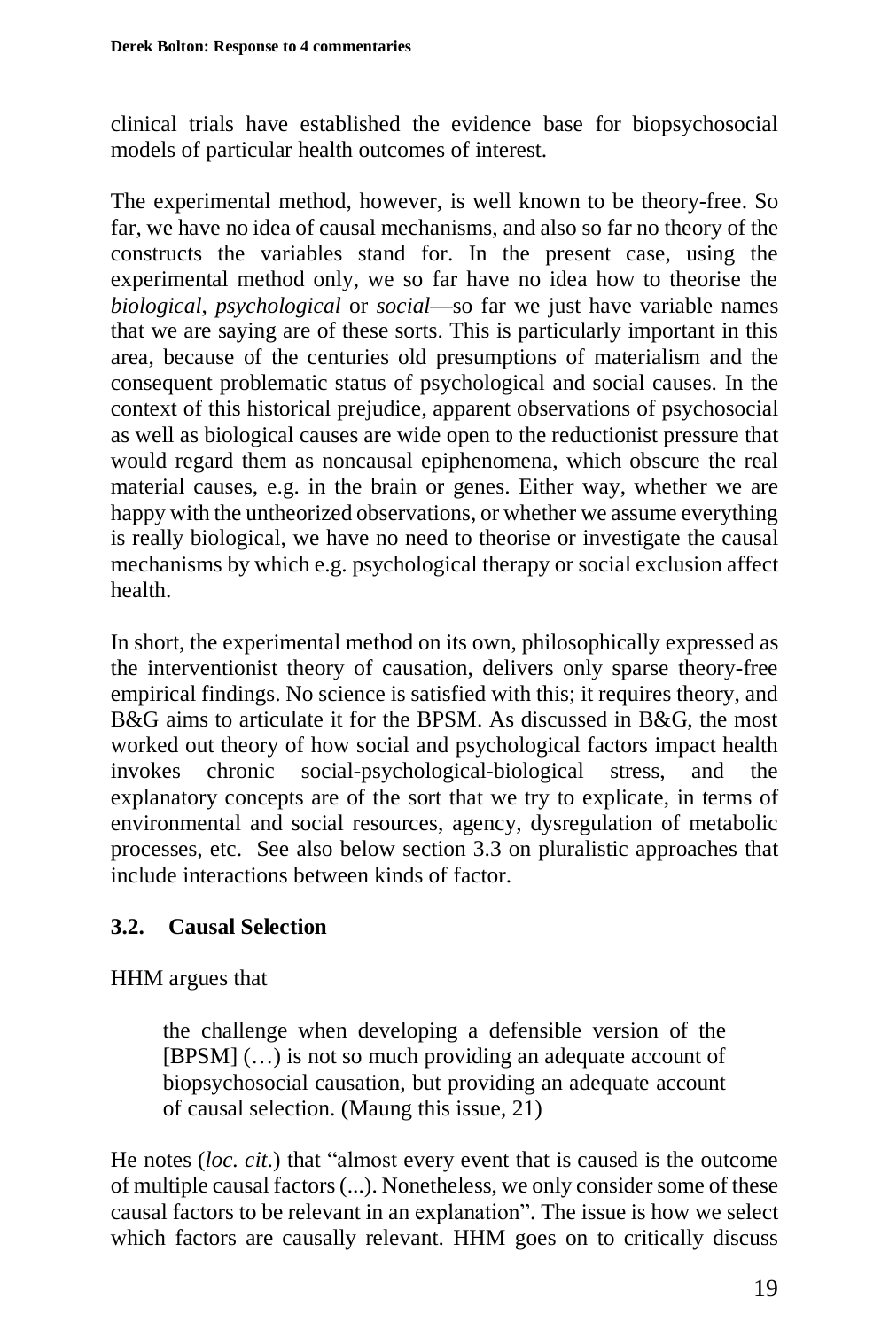clinical trials have established the evidence base for biopsychosocial models of particular health outcomes of interest.

The experimental method, however, is well known to be theory-free. So far, we have no idea of causal mechanisms, and also so far no theory of the constructs the variables stand for. In the present case, using the experimental method only, we so far have no idea how to theorise the *biological*, *psychological* or *social*—so far we just have variable names that we are saying are of these sorts. This is particularly important in this area, because of the centuries old presumptions of materialism and the consequent problematic status of psychological and social causes. In the context of this historical prejudice, apparent observations of psychosocial as well as biological causes are wide open to the reductionist pressure that would regard them as noncausal epiphenomena, which obscure the real material causes, e.g. in the brain or genes. Either way, whether we are happy with the untheorized observations, or whether we assume everything is really biological, we have no need to theorise or investigate the causal mechanisms by which e.g. psychological therapy or social exclusion affect health.

In short, the experimental method on its own, philosophically expressed as the interventionist theory of causation, delivers only sparse theory-free empirical findings. No science is satisfied with this; it requires theory, and B&G aims to articulate it for the BPSM. As discussed in B&G, the most worked out theory of how social and psychological factors impact health invokes chronic social-psychological-biological stress, and the explanatory concepts are of the sort that we try to explicate, in terms of environmental and social resources, agency, dysregulation of metabolic processes, etc. See also below section 3.3 on pluralistic approaches that include interactions between kinds of factor.

### 3.2. Causal Selection

HHM argues that

> the challenge when developing a defensible version of the [BPSM] (…) is not so much providing an adequate account of biopsychosocial causation, but providing an adequate account of causal selection. (Maung this issue, 21)

He notes (*loc. cit*.) that "almost every event that is caused is the outcome of multiple causal factors (...). Nonetheless, we only consider some of these causal factors to be relevant in an explanation". The issue is how we select which factors are causally relevant. HHM goes on to critically discuss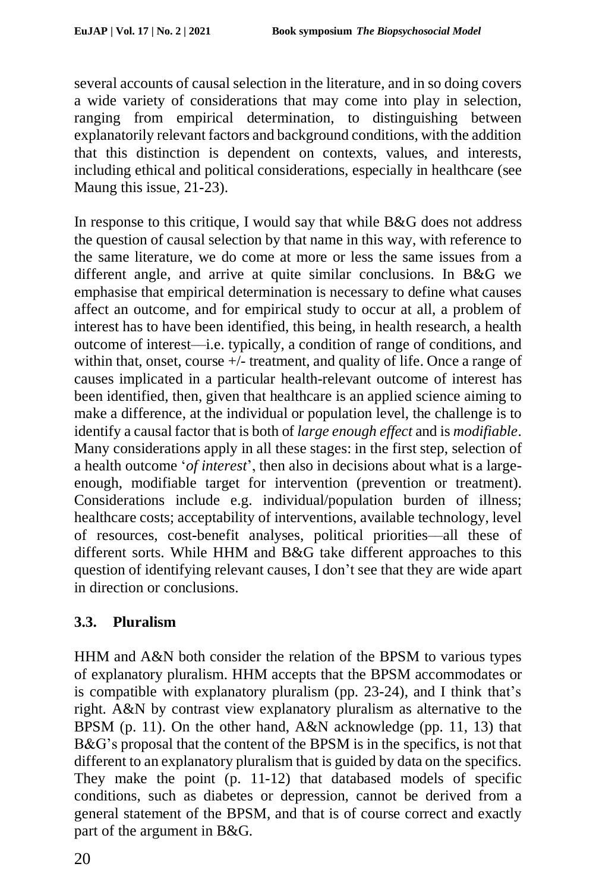several accounts of causal selection in the literature, and in so doing covers a wide variety of considerations that may come into play in selection, ranging from empirical determination, to distinguishing between explanatorily relevant factors and background conditions, with the addition that this distinction is dependent on contexts, values, and interests, including ethical and political considerations, especially in healthcare (see Maung this issue, 21-23).

In response to this critique, I would say that while B&G does not address the question of causal selection by that name in this way, with reference to the same literature, we do come at more or less the same issues from a different angle, and arrive at quite similar conclusions. In B&G we emphasise that empirical determination is necessary to define what causes affect an outcome, and for empirical study to occur at all, a problem of interest has to have been identified, this being, in health research, a health outcome of interest—i.e. typically, a condition of range of conditions, and within that, onset, course +/- treatment, and quality of life. Once a range of causes implicated in a particular health-relevant outcome of interest has been identified, then, given that healthcare is an applied science aiming to make a difference, at the individual or population level, the challenge is to identify a causal factor that is both of *large enough effect* and is *modifiable*. Many considerations apply in all these stages: in the first step, selection of a health outcome '*of interest*', then also in decisions about what is a large-enough, modifiable target for intervention (prevention or treatment). Considerations include e.g. individual/population burden of illness; healthcare costs; acceptability of interventions, available technology, level of resources, cost-benefit analyses, political priorities—all these of different sorts. While HHM and B&G take different approaches to this question of identifying relevant causes, I don't see that they are wide apart in direction or conclusions.

### 3.3. Pluralism

HHM and A&N both consider the relation of the BPSM to various types of explanatory pluralism. HHM accepts that the BPSM accommodates or is compatible with explanatory pluralism (pp. 23-24), and I think that's right. A&N by contrast view explanatory pluralism as alternative to the BPSM (p. 11). On the other hand, A&N acknowledge (pp. 11, 13) that B&G's proposal that the content of the BPSM is in the specifics, is not that different to an explanatory pluralism that is guided by data on the specifics. They make the point (p. 11-12) that databased models of specific conditions, such as diabetes or depression, cannot be derived from a general statement of the BPSM, and that is of course correct and exactly part of the argument in B&G.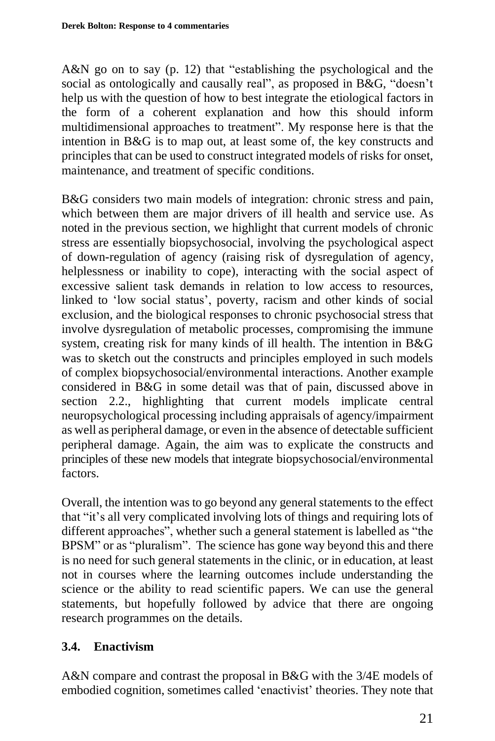A&N go on to say (p. 12) that "establishing the psychological and the social as ontologically and causally real", as proposed in B&G, "doesn't help us with the question of how to best integrate the etiological factors in the form of a coherent explanation and how this should inform multidimensional approaches to treatment". My response here is that the intention in B&G is to map out, at least some of, the key constructs and principles that can be used to construct integrated models of risks for onset, maintenance, and treatment of specific conditions.

B&G considers two main models of integration: chronic stress and pain, which between them are major drivers of ill health and service use. As noted in the previous section, we highlight that current models of chronic stress are essentially biopsychosocial, involving the psychological aspect of down-regulation of agency (raising risk of dysregulation of agency, helplessness or inability to cope), interacting with the social aspect of excessive salient task demands in relation to low access to resources, linked to 'low social status', poverty, racism and other kinds of social exclusion, and the biological responses to chronic psychosocial stress that involve dysregulation of metabolic processes, compromising the immune system, creating risk for many kinds of ill health. The intention in B&G was to sketch out the constructs and principles employed in such models of complex biopsychosocial/environmental interactions. Another example considered in B&G in some detail was that of pain, discussed above in section 2.2., highlighting that current models implicate central neuropsychological processing including appraisals of agency/impairment as well as peripheral damage, or even in the absence of detectable sufficient peripheral damage. Again, the aim was to explicate the constructs and principles of these new models that integrate biopsychosocial/environmental factors.

Overall, the intention was to go beyond any general statements to the effect that "it's all very complicated involving lots of things and requiring lots of different approaches", whether such a general statement is labelled as "the BPSM" or as "pluralism". The science has gone way beyond this and there is no need for such general statements in the clinic, or in education, at least not in courses where the learning outcomes include understanding the science or the ability to read scientific papers. We can use the general statements, but hopefully followed by advice that there are ongoing research programmes on the details.

### 3.4. Enactivism

A&N compare and contrast the proposal in B&G with the 3/4E models of embodied cognition, sometimes called 'enactivist' theories. They note that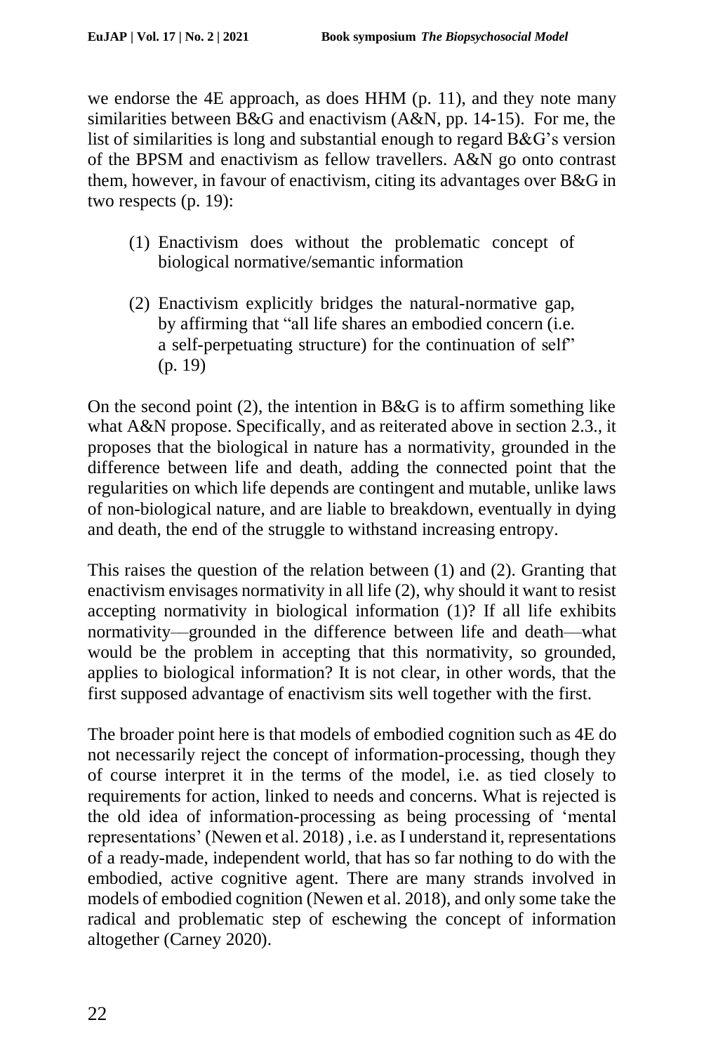we endorse the 4E approach, as does HHM (p. 11), and they note many similarities between B&G and enactivism (A&N, pp. 14-15). For me, the list of similarities is long and substantial enough to regard B&G's version of the BPSM and enactivism as fellow travellers. A&N go onto contrast them, however, in favour of enactivism, citing its advantages over B&G in two respects (p. 19):

(1) Enactivism does without the problematic concept of biological normative/semantic information

(2) Enactivism explicitly bridges the natural-normative gap, by affirming that "all life shares an embodied concern (i.e. a self-perpetuating structure) for the continuation of self" (p. 19)

On the second point (2), the intention in B&G is to affirm something like what A&N propose. Specifically, and as reiterated above in section 2.3., it proposes that the biological in nature has a normativity, grounded in the difference between life and death, adding the connected point that the regularities on which life depends are contingent and mutable, unlike laws of non-biological nature, and are liable to breakdown, eventually in dying and death, the end of the struggle to withstand increasing entropy.

This raises the question of the relation between (1) and (2). Granting that enactivism envisages normativity in all life (2), why should it want to resist accepting normativity in biological information (1)? If all life exhibits normativity—grounded in the difference between life and death—what would be the problem in accepting that this normativity, so grounded, applies to biological information? It is not clear, in other words, that the first supposed advantage of enactivism sits well together with the first.

The broader point here is that models of embodied cognition such as 4E do not necessarily reject the concept of information-processing, though they of course interpret it in the terms of the model, i.e. as tied closely to requirements for action, linked to needs and concerns. What is rejected is the old idea of information-processing as being processing of 'mental representations' (Newen et al. 2018) , i.e. as I understand it, representations of a ready-made, independent world, that has so far nothing to do with the embodied, active cognitive agent. There are many strands involved in models of embodied cognition (Newen et al. 2018), and only some take the radical and problematic step of eschewing the concept of information altogether (Carney 2020).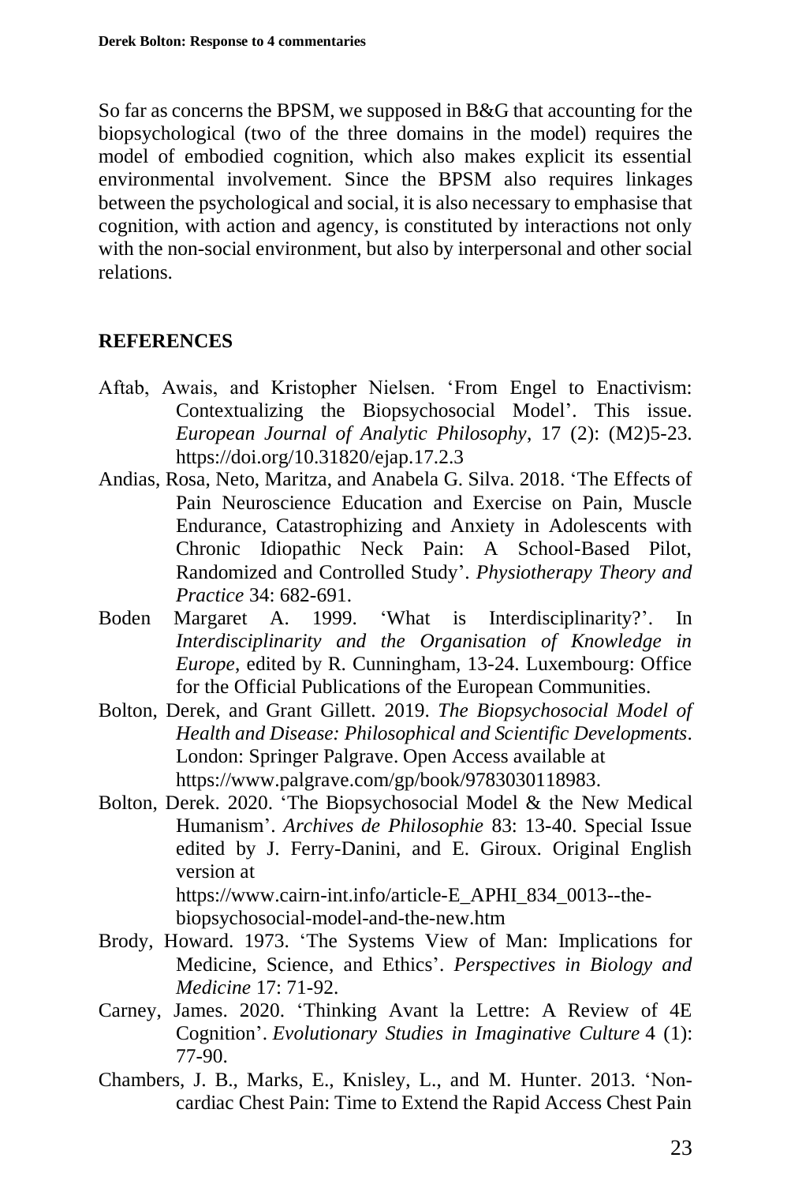So far as concerns the BPSM, we supposed in B&G that accounting for the biopsychological (two of the three domains in the model) requires the model of embodied cognition, which also makes explicit its essential environmental involvement. Since the BPSM also requires linkages between the psychological and social, it is also necessary to emphasise that cognition, with action and agency, is constituted by interactions not only with the non-social environment, but also by interpersonal and other social relations.

## REFERENCES

Aftab, Awais, and Kristopher Nielsen. 'From Engel to Enactivism: Contextualizing the Biopsychosocial Model'. This issue. *European Journal of Analytic Philosophy*, 17 (2): (M2)5-23. https://doi.org/10.31820/ejap.17.2.3

Andias, Rosa, Neto, Maritza, and Anabela G. Silva. 2018. 'The Effects of Pain Neuroscience Education and Exercise on Pain, Muscle Endurance, Catastrophizing and Anxiety in Adolescents with Chronic Idiopathic Neck Pain: A School-Based Pilot, Randomized and Controlled Study'. *Physiotherapy Theory and Practice* 34: 682-691.

Boden Margaret A. 1999. 'What is Interdisciplinarity?'. In *Interdisciplinarity and the Organisation of Knowledge in Europe*, edited by R. Cunningham, 13-24. Luxembourg: Office for the Official Publications of the European Communities.

Bolton, Derek, and Grant Gillett. 2019. *The Biopsychosocial Model of Health and Disease: Philosophical and Scientific Developments*. London: Springer Palgrave. Open Access available at https://www.palgrave.com/gp/book/9783030118983.

Bolton, Derek. 2020. 'The Biopsychosocial Model & the New Medical Humanism'. *Archives de Philosophie* 83: 13-40. Special Issue edited by J. Ferry-Danini, and E. Giroux. Original English version at https://www.cairn-int.info/article-E_APHI_834_0013--the-biopsychosocial-model-and-the-new.htm

Brody, Howard. 1973. 'The Systems View of Man: Implications for Medicine, Science, and Ethics'. *Perspectives in Biology and Medicine* 17: 71-92.

Carney, James. 2020. 'Thinking Avant la Lettre: A Review of 4E Cognition'. *Evolutionary Studies in Imaginative Culture* 4 (1): 77-90.

Chambers, J. B., Marks, E., Knisley, L., and M. Hunter. 2013. 'Non-cardiac Chest Pain: Time to Extend the Rapid Access Chest Pain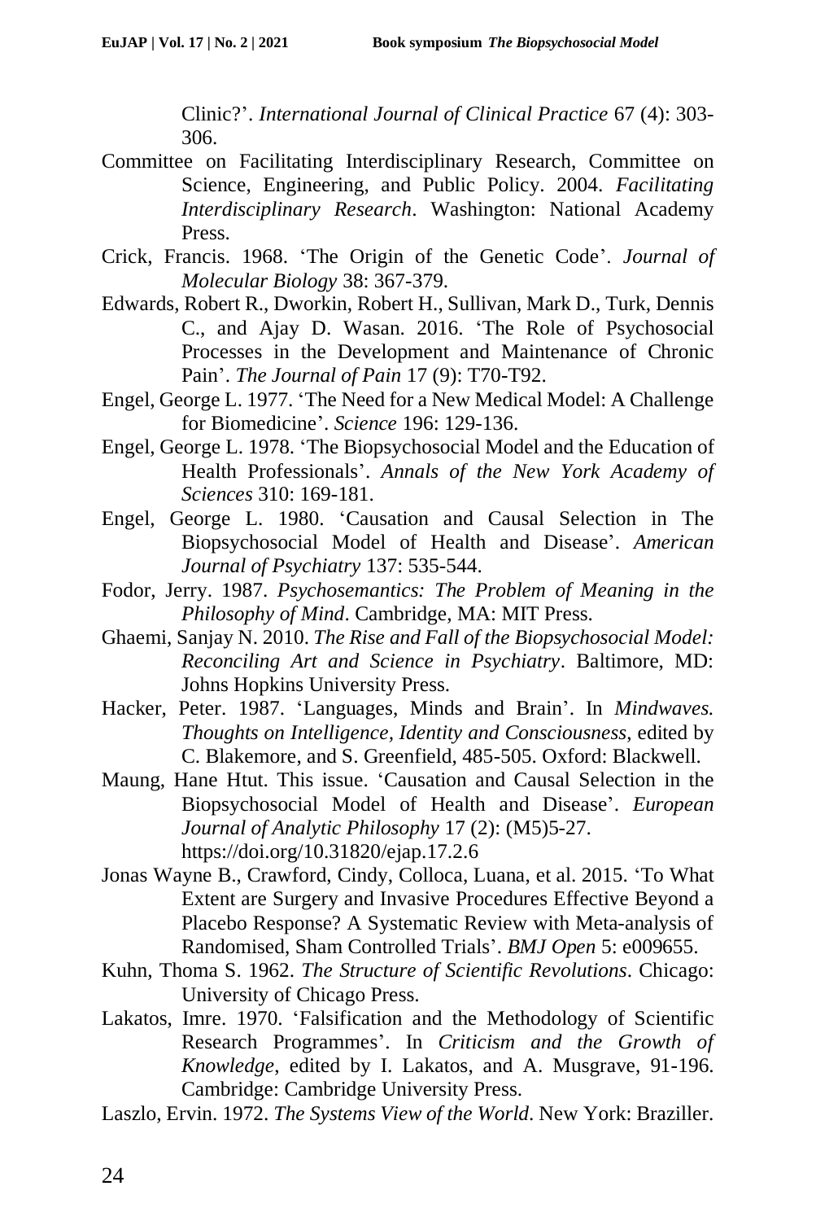Clinic?'. *International Journal of Clinical Practice* 67 (4): 303-306.

Committee on Facilitating Interdisciplinary Research, Committee on Science, Engineering, and Public Policy. 2004. *Facilitating Interdisciplinary Research*. Washington: National Academy Press.

Crick, Francis. 1968. 'The Origin of the Genetic Code'. *Journal of Molecular Biology* 38: 367-379.

Edwards, Robert R., Dworkin, Robert H., Sullivan, Mark D., Turk, Dennis C., and Ajay D. Wasan. 2016. 'The Role of Psychosocial Processes in the Development and Maintenance of Chronic Pain'. *The Journal of Pain* 17 (9): T70-T92.

Engel, George L. 1977. 'The Need for a New Medical Model: A Challenge for Biomedicine'. *Science* 196: 129-136.

Engel, George L. 1978. 'The Biopsychosocial Model and the Education of Health Professionals'. *Annals of the New York Academy of Sciences* 310: 169-181.

Engel, George L. 1980. 'Causation and Causal Selection in The Biopsychosocial Model of Health and Disease'. *American Journal of Psychiatry* 137: 535-544.

Fodor, Jerry. 1987. *Psychosemantics: The Problem of Meaning in the Philosophy of Mind*. Cambridge, MA: MIT Press.

Ghaemi, Sanjay N. 2010. *The Rise and Fall of the Biopsychosocial Model: Reconciling Art and Science in Psychiatry*. Baltimore, MD: Johns Hopkins University Press.

Hacker, Peter. 1987. 'Languages, Minds and Brain'. In *Mindwaves. Thoughts on Intelligence, Identity and Consciousness*, edited by C. Blakemore, and S. Greenfield, 485-505. Oxford: Blackwell.

Maung, Hane Htut. This issue. 'Causation and Causal Selection in the Biopsychosocial Model of Health and Disease'. *European Journal of Analytic Philosophy* 17 (2): (M5)5-27. https://doi.org/10.31820/ejap.17.2.6

Jonas Wayne B., Crawford, Cindy, Colloca, Luana, et al. 2015. 'To What Extent are Surgery and Invasive Procedures Effective Beyond a Placebo Response? A Systematic Review with Meta-analysis of Randomised, Sham Controlled Trials'. *BMJ Open* 5: e009655.

Kuhn, Thoma S. 1962. *The Structure of Scientific Revolutions*. Chicago: University of Chicago Press.

Lakatos, Imre. 1970. 'Falsification and the Methodology of Scientific Research Programmes'. In *Criticism and the Growth of Knowledge*, edited by I. Lakatos, and A. Musgrave, 91-196. Cambridge: Cambridge University Press.

Laszlo, Ervin. 1972. *The Systems View of the World*. New York: Braziller.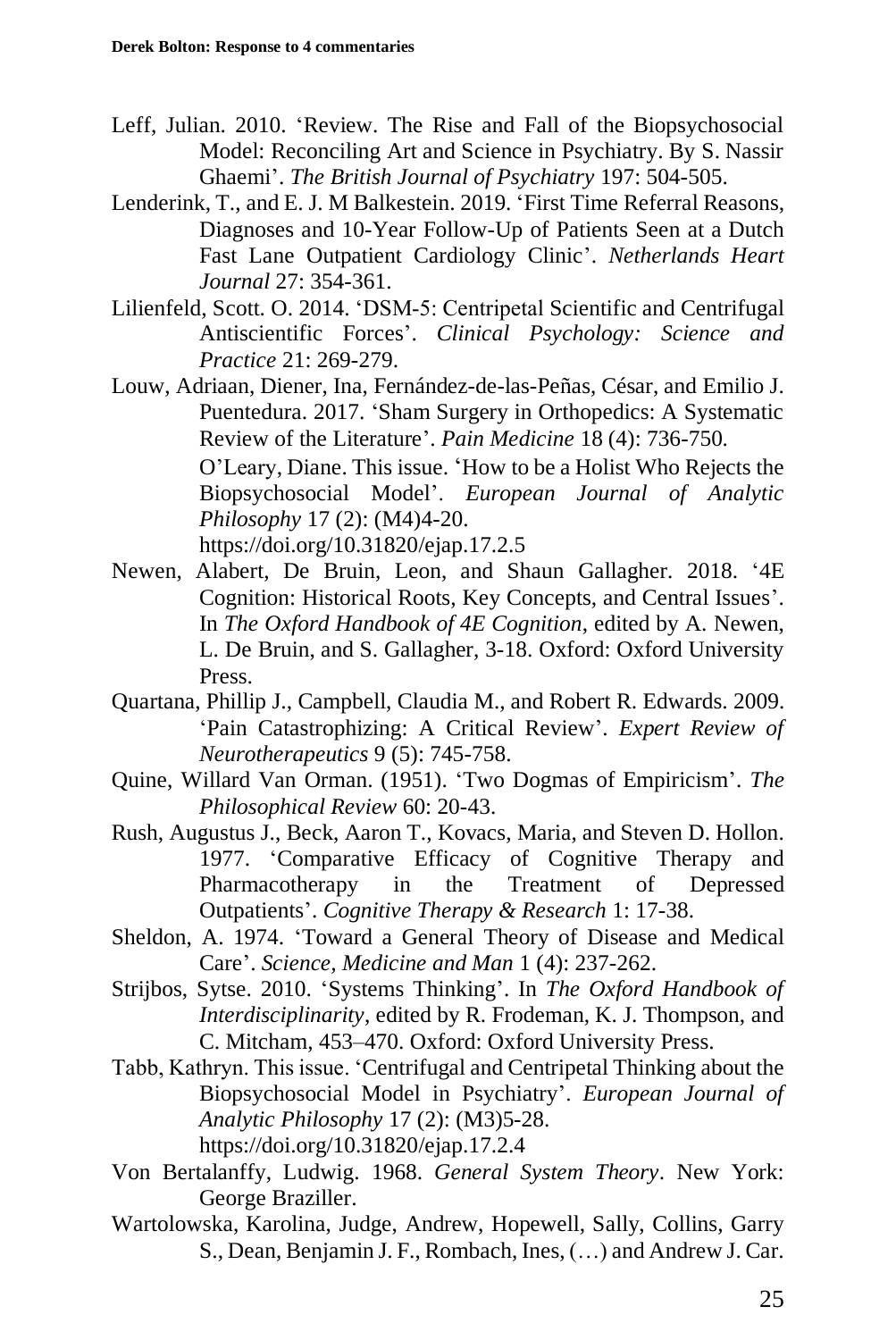Leff, Julian. 2010. 'Review. The Rise and Fall of the Biopsychosocial Model: Reconciling Art and Science in Psychiatry. By S. Nassir Ghaemi'. *The British Journal of Psychiatry* 197: 504-505.

Lenderink, T., and E. J. M Balkestein. 2019. 'First Time Referral Reasons, Diagnoses and 10-Year Follow-Up of Patients Seen at a Dutch Fast Lane Outpatient Cardiology Clinic'. *Netherlands Heart Journal* 27: 354-361.

Lilienfeld, Scott. O. 2014. 'DSM-5: Centripetal Scientific and Centrifugal Antiscientific Forces'. *Clinical Psychology: Science and Practice* 21: 269-279.

Louw, Adriaan, Diener, Ina, Fernández-de-las-Peñas, César, and Emilio J. Puentedura. 2017. 'Sham Surgery in Orthopedics: A Systematic Review of the Literature'. *Pain Medicine* 18 (4): 736-750.

O'Leary, Diane. This issue. 'How to be a Holist Who Rejects the Biopsychosocial Model'. *European Journal of Analytic Philosophy* 17 (2): (M4)4-20. https://doi.org/10.31820/ejap.17.2.5

Newen, Alabert, De Bruin, Leon, and Shaun Gallagher. 2018. '4E Cognition: Historical Roots, Key Concepts, and Central Issues'. In *The Oxford Handbook of 4E Cognition*, edited by A. Newen, L. De Bruin, and S. Gallagher, 3-18. Oxford: Oxford University Press.

Quartana, Phillip J., Campbell, Claudia M., and Robert R. Edwards. 2009. 'Pain Catastrophizing: A Critical Review'. *Expert Review of Neurotherapeutics* 9 (5): 745-758.

Quine, Willard Van Orman. (1951). 'Two Dogmas of Empiricism'. *The Philosophical Review* 60: 20-43.

Rush, Augustus J., Beck, Aaron T., Kovacs, Maria, and Steven D. Hollon. 1977. 'Comparative Efficacy of Cognitive Therapy and Pharmacotherapy in the Treatment of Depressed Outpatients'. *Cognitive Therapy & Research* 1: 17-38.

Sheldon, A. 1974. 'Toward a General Theory of Disease and Medical Care'. *Science, Medicine and Man* 1 (4): 237-262.

Strijbos, Sytse. 2010. 'Systems Thinking'. In *The Oxford Handbook of Interdisciplinarity*, edited by R. Frodeman, K. J. Thompson, and C. Mitcham, 453–470. Oxford: Oxford University Press.

Tabb, Kathryn. This issue. 'Centrifugal and Centripetal Thinking about the Biopsychosocial Model in Psychiatry'. *European Journal of Analytic Philosophy* 17 (2): (M3)5-28. https://doi.org/10.31820/ejap.17.2.4

Von Bertalanffy, Ludwig. 1968. *General System Theory*. New York: George Braziller.

Wartolowska, Karolina, Judge, Andrew, Hopewell, Sally, Collins, Garry S., Dean, Benjamin J. F., Rombach, Ines, (…) and Andrew J. Car.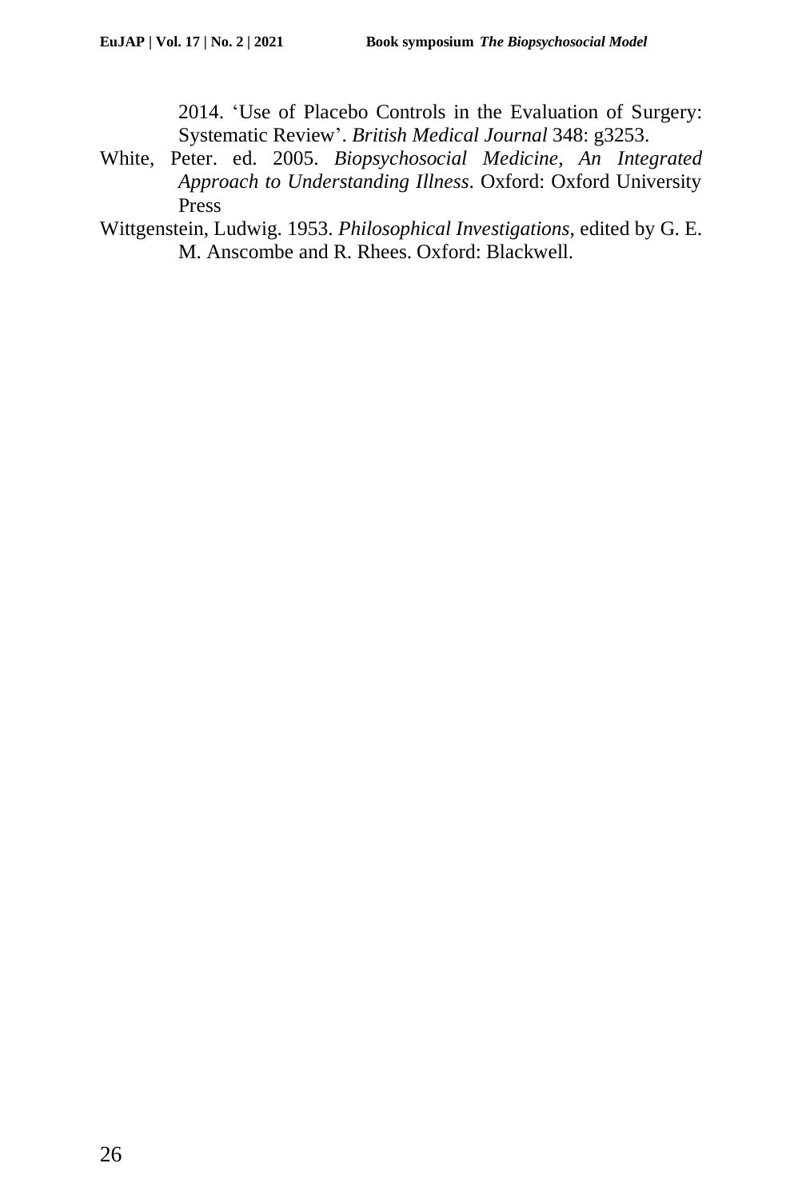2014. 'Use of Placebo Controls in the Evaluation of Surgery: Systematic Review'. *British Medical Journal* 348: g3253.

White, Peter. ed. 2005. *Biopsychosocial Medicine, An Integrated Approach to Understanding Illness*. Oxford: Oxford University Press

Wittgenstein, Ludwig. 1953. *Philosophical Investigations*, edited by G. E. M. Anscombe and R. Rhees. Oxford: Blackwell.